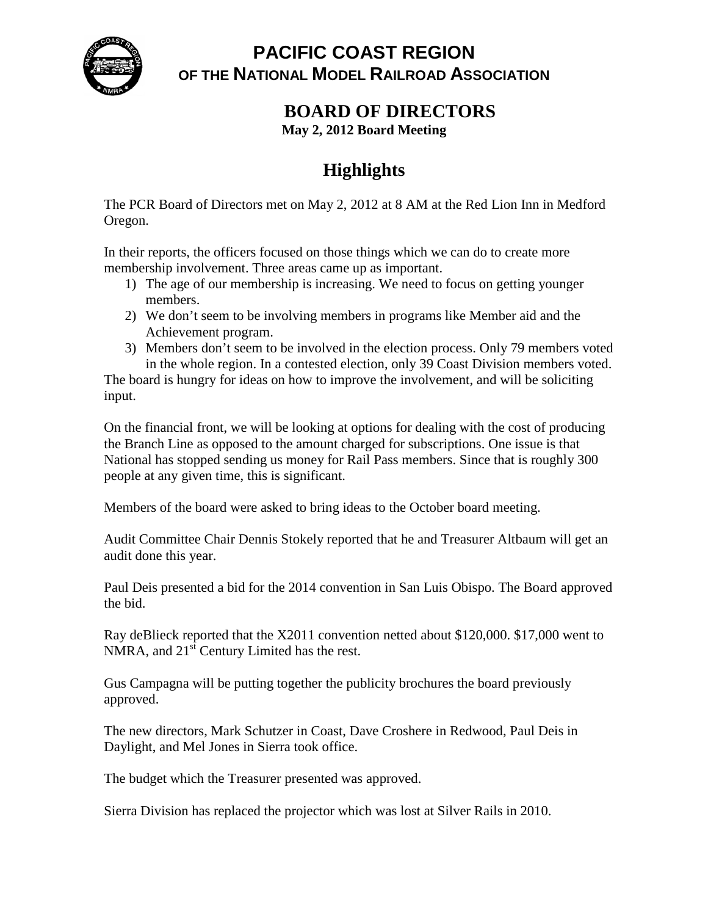# PACIFIC COAST REGION

## OF THE NATIONAL MODEL RAILROAD ASSOCIATION

## BOARD OF DIRECTORS

**May 2, 2012 Board Meeting**

# Highlights

The PCR Board of Directors met on May 2, 2012 at 8 AM at the Red Lion Inn in Medford Oregon.

In their reports, the officers focused on those things which we can do to create more membership involvement. Three areas came up as important.

1) The age of our membership is increasing. We need to focus on getting younger members.
2) We don't seem to be involving members in programs like Member aid and the Achievement program.
3) Members don't seem to be involved in the election process. Only 79 members voted in the whole region. In a contested election, only 39 Coast Division members voted.

The board is hungry for ideas on how to improve the involvement, and will be soliciting input.

On the financial front, we will be looking at options for dealing with the cost of producing the Branch Line as opposed to the amount charged for subscriptions. One issue is that National has stopped sending us money for Rail Pass members. Since that is roughly 300 people at any given time, this is significant.

Members of the board were asked to bring ideas to the October board meeting.

Audit Committee Chair Dennis Stokely reported that he and Treasurer Altbaum will get an audit done this year.

Paul Deis presented a bid for the 2014 convention in San Luis Obispo. The Board approved the bid.

Ray deBlieck reported that the X2011 convention netted about $120,000. $17,000 went to NMRA, and 21st Century Limited has the rest.

Gus Campagna will be putting together the publicity brochures the board previously approved.

The new directors, Mark Schutzer in Coast, Dave Croshere in Redwood, Paul Deis in Daylight, and Mel Jones in Sierra took office.

The budget which the Treasurer presented was approved.

Sierra Division has replaced the projector which was lost at Silver Rails in 2010.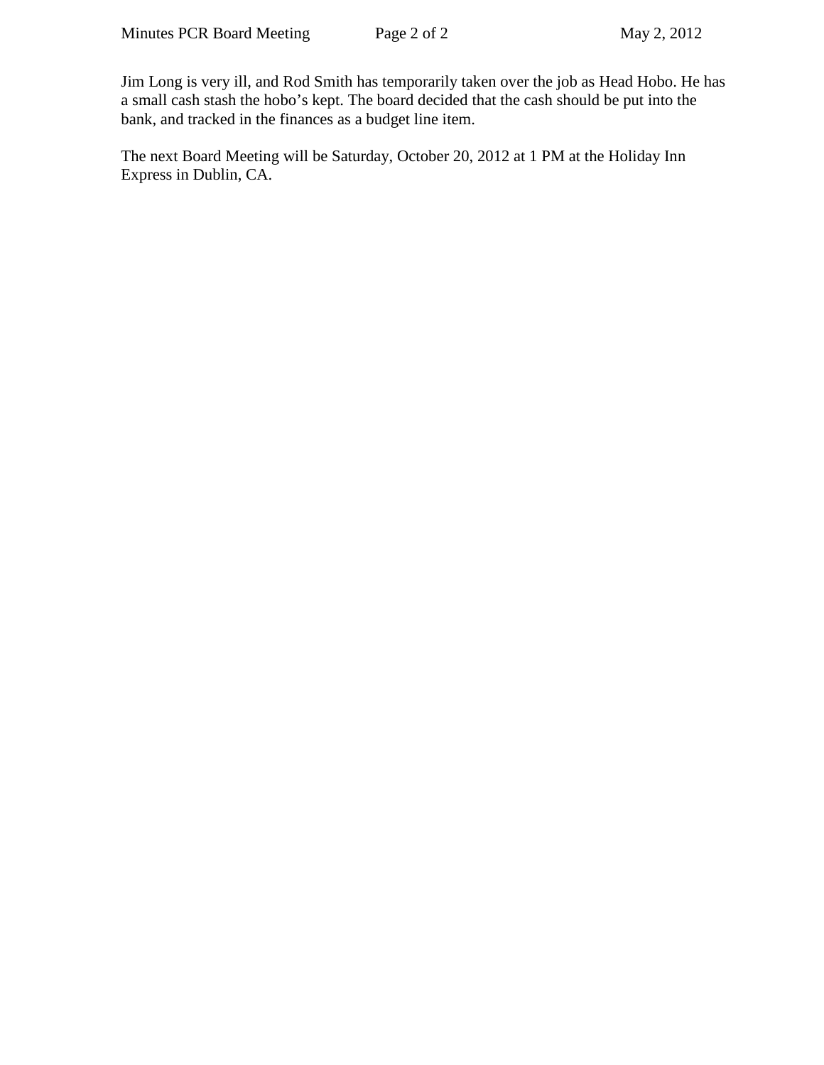Jim Long is very ill, and Rod Smith has temporarily taken over the job as Head Hobo. He has a small cash stash the hobo's kept. The board decided that the cash should be put into the bank, and tracked in the finances as a budget line item.

The next Board Meeting will be Saturday, October 20, 2012 at 1 PM at the Holiday Inn Express in Dublin, CA.